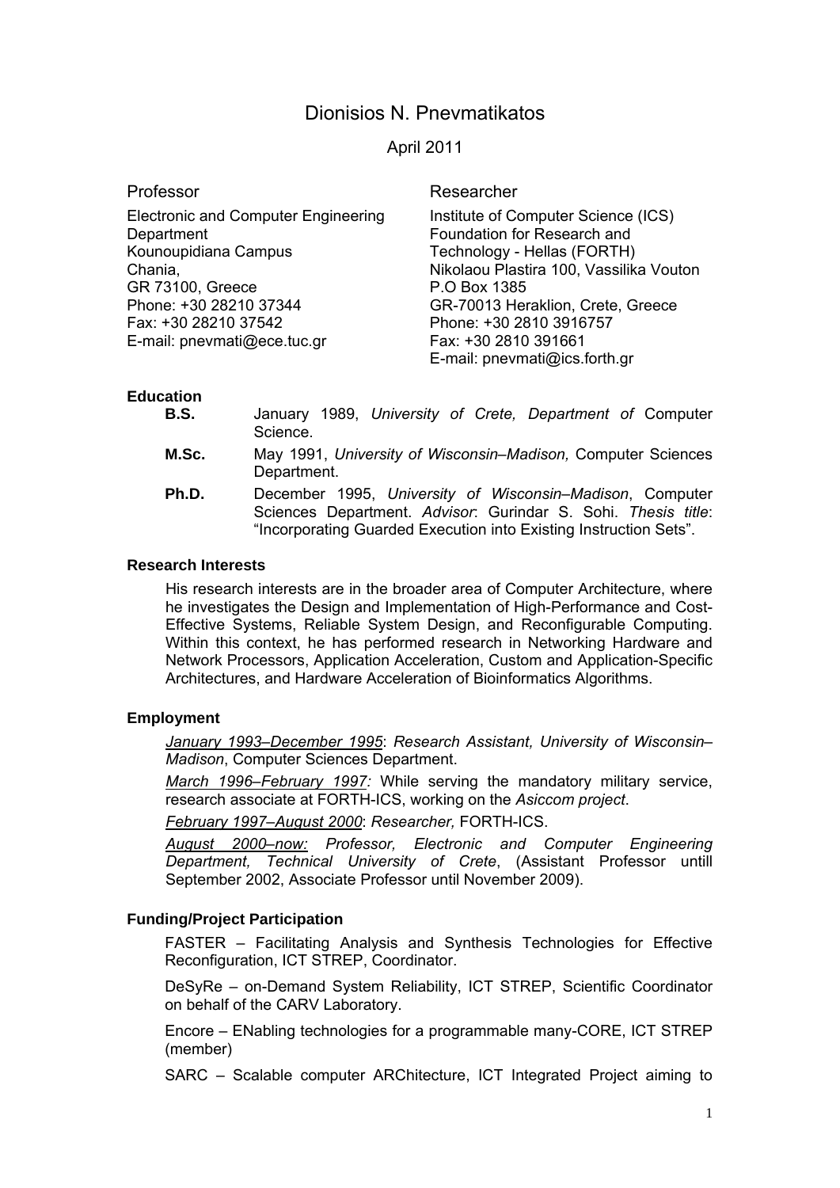# Dionisios N. Pnevmatikatos

April 2011

**Professor**

Electronic and Computer Engineering Department
Kounoupidiana Campus
Chania,
GR 73100, Greece
Phone: +30 28210 37344
Fax: +30 28210 37542
E-mail: pnevmati@ece.tuc.gr

**Researcher**

Institute of Computer Science (ICS)
Foundation for Research and Technology - Hellas (FORTH)
Nikolaou Plastira 100, Vassilika Vouton
P.O Box 1385
GR-70013 Heraklion, Crete, Greece
Phone: +30 2810 3916757
Fax: +30 2810 391661
E-mail: pnevmati@ics.forth.gr

## Education

- **B.S.** January 1989, *University of Crete, Department of* Computer Science.
- **M.Sc.** May 1991, *University of Wisconsin–Madison,* Computer Sciences Department.
- **Ph.D.** December 1995, *University of Wisconsin–Madison*, Computer Sciences Department. *Advisor*: Gurindar S. Sohi. *Thesis title*: "Incorporating Guarded Execution into Existing Instruction Sets".

## Research Interests

His research interests are in the broader area of Computer Architecture, where he investigates the Design and Implementation of High-Performance and Cost-Effective Systems, Reliable System Design, and Reconfigurable Computing. Within this context, he has performed research in Networking Hardware and Network Processors, Application Acceleration, Custom and Application-Specific Architectures, and Hardware Acceleration of Bioinformatics Algorithms.

## Employment

*January 1993–December 1995*: *Research Assistant, University of Wisconsin–Madison*, Computer Sciences Department.

*March 1996–February 1997:* While serving the mandatory military service, research associate at FORTH-ICS, working on the *Asiccom project*.

*February 1997–August 2000*: *Researcher,* FORTH-ICS.

*August 2000–now: Professor, Electronic and Computer Engineering Department, Technical University of Crete*, (Assistant Professor untill September 2002, Associate Professor until November 2009).

## Funding/Project Participation

FASTER – Facilitating Analysis and Synthesis Technologies for Effective Reconfiguration, ICT STREP, Coordinator.

DeSyRe – on-Demand System Reliability, ICT STREP, Scientific Coordinator on behalf of the CARV Laboratory.

Encore – ENabling technologies for a programmable many-CORE, ICT STREP (member)

SARC – Scalable computer ARChitecture, ICT Integrated Project aiming to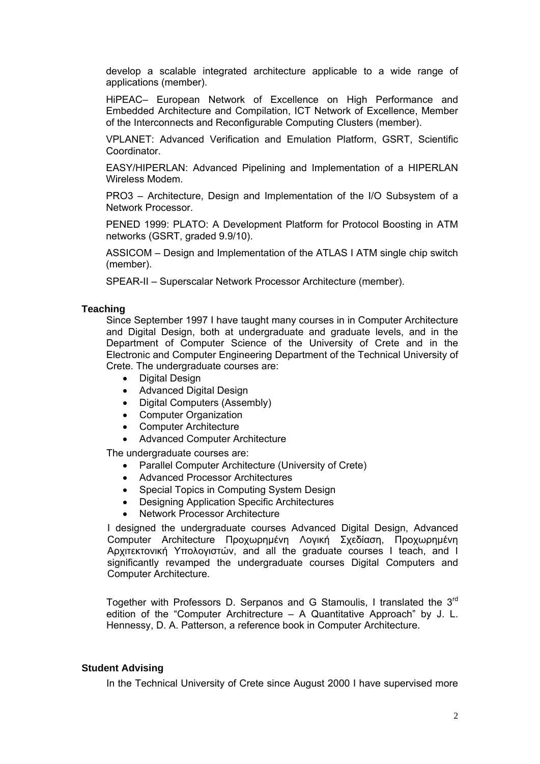develop a scalable integrated architecture applicable to a wide range of applications (member).

HiPEAC– European Network of Excellence on High Performance and Embedded Architecture and Compilation, ICT Network of Excellence, Member of the Interconnects and Reconfigurable Computing Clusters (member).

VPLANET: Advanced Verification and Emulation Platform, GSRT, Scientific Coordinator.

EASY/HIPERLAN: Advanced Pipelining and Implementation of a HIPERLAN Wireless Modem.

PRO3 – Architecture, Design and Implementation of the I/O Subsystem of a Network Processor.

PENED 1999: PLATO: A Development Platform for Protocol Boosting in ATM networks (GSRT, graded 9.9/10).

ASSICOM – Design and Implementation of the ATLAS I ATM single chip switch (member).

SPEAR-II – Superscalar Network Processor Architecture (member).

**Teaching**

Since September 1997 I have taught many courses in in Computer Architecture and Digital Design, both at undergraduate and graduate levels, and in the Department of Computer Science of the University of Crete and in the Electronic and Computer Engineering Department of the Technical University of Crete. The undergraduate courses are:

- Digital Design
- Advanced Digital Design
- Digital Computers (Assembly)
- Computer Organization
- Computer Architecture
- Advanced Computer Architecture

The undergraduate courses are:

- Parallel Computer Architecture (University of Crete)
- Advanced Processor Architectures
- Special Topics in Computing System Design
- Designing Application Specific Architectures
- Network Processor Architecture

I designed the undergraduate courses Advanced Digital Design, Advanced Computer Architecture Προχωρημένη Λογική Σχεδίαση, Προχωρημένη Αρχιτεκτονική Υπολογιστών, and all the graduate courses I teach, and I significantly revamped the undergraduate courses Digital Computers and Computer Architecture.

Together with Professors D. Serpanos and G Stamoulis, I translated the 3rd edition of the "Computer Architrecture – A Quantitative Approach" by J. L. Hennessy, D. A. Patterson, a reference book in Computer Architecture.

**Student Advising**

In the Technical University of Crete since August 2000 I have supervised more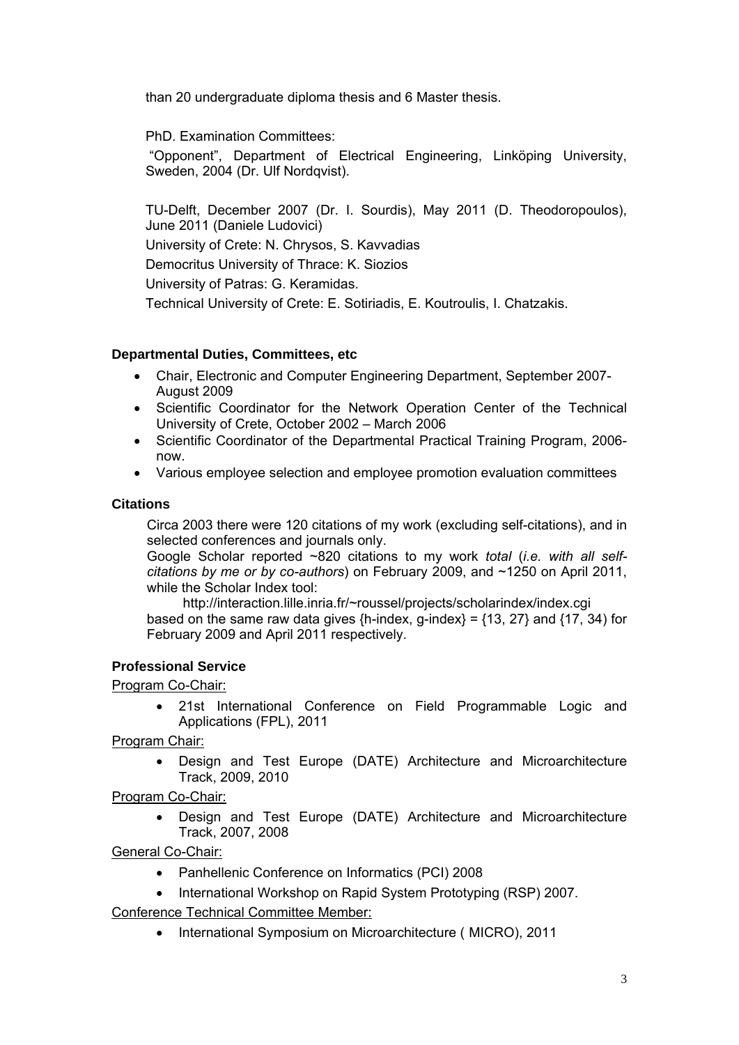than 20 undergraduate diploma thesis and 6 Master thesis.

PhD. Examination Committees:

"Opponent", Department of Electrical Engineering, Linköping University, Sweden, 2004 (Dr. Ulf Nordqvist).

TU-Delft, December 2007 (Dr. I. Sourdis), May 2011 (D. Theodoropoulos), June 2011 (Daniele Ludovici)

University of Crete: N. Chrysos, S. Kavvadias

Democritus University of Thrace: K. Siozios

University of Patras: G. Keramidas.

Technical University of Crete: E. Sotiriadis, E. Koutroulis, I. Chatzakis.

### Departmental Duties, Committees, etc

- Chair, Electronic and Computer Engineering Department, September 2007-August 2009
- Scientific Coordinator for the Network Operation Center of the Technical University of Crete, October 2002 – March 2006
- Scientific Coordinator of the Departmental Practical Training Program, 2006-now.
- Various employee selection and employee promotion evaluation committees

### Citations

Circa 2003 there were 120 citations of my work (excluding self-citations), and in selected conferences and journals only.

Google Scholar reported ~820 citations to my work *total* (*i.e. with all self-citations by me or by co-authors*) on February 2009, and ~1250 on April 2011, while the Scholar Index tool:

http://interaction.lille.inria.fr/~roussel/projects/scholarindex/index.cgi

based on the same raw data gives {h-index, g-index} = {13, 27} and {17, 34) for February 2009 and April 2011 respectively.

### Professional Service

Program Co-Chair:

- 21st International Conference on Field Programmable Logic and Applications (FPL), 2011

Program Chair:

- Design and Test Europe (DATE) Architecture and Microarchitecture Track, 2009, 2010

Program Co-Chair:

- Design and Test Europe (DATE) Architecture and Microarchitecture Track, 2007, 2008

General Co-Chair:

- Panhellenic Conference on Informatics (PCI) 2008
- International Workshop on Rapid System Prototyping (RSP) 2007.

Conference Technical Committee Member:

- International Symposium on Microarchitecture ( MICRO), 2011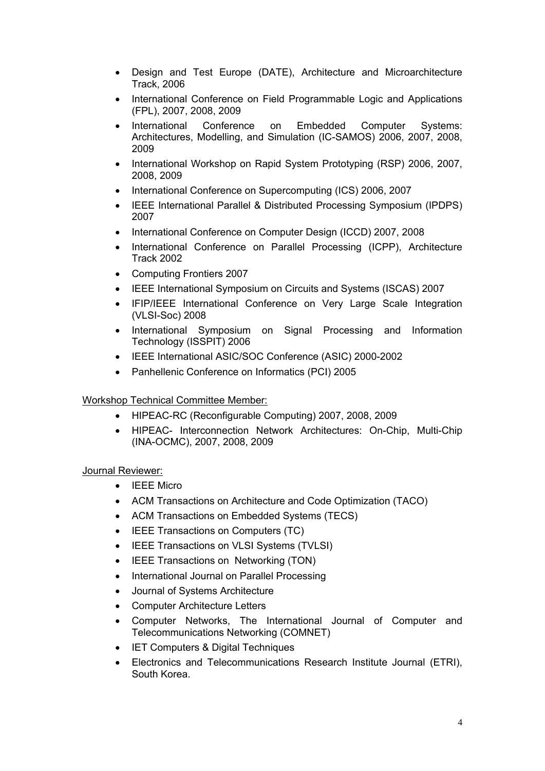- Design and Test Europe (DATE), Architecture and Microarchitecture Track, 2006
- International Conference on Field Programmable Logic and Applications (FPL), 2007, 2008, 2009
- International Conference on Embedded Computer Systems: Architectures, Modelling, and Simulation (IC-SAMOS) 2006, 2007, 2008, 2009
- International Workshop on Rapid System Prototyping (RSP) 2006, 2007, 2008, 2009
- International Conference on Supercomputing (ICS) 2006, 2007
- IEEE International Parallel & Distributed Processing Symposium (IPDPS) 2007
- International Conference on Computer Design (ICCD) 2007, 2008
- International Conference on Parallel Processing (ICPP), Architecture Track 2002
- Computing Frontiers 2007
- IEEE International Symposium on Circuits and Systems (ISCAS) 2007
- IFIP/IEEE International Conference on Very Large Scale Integration (VLSI-Soc) 2008
- International Symposium on Signal Processing and Information Technology (ISSPIT) 2006
- IEEE International ASIC/SOC Conference (ASIC) 2000-2002
- Panhellenic Conference on Informatics (PCI) 2005

<u>Workshop Technical Committee Member:</u>

- HIPEAC-RC (Reconfigurable Computing) 2007, 2008, 2009
- HIPEAC- Interconnection Network Architectures: On-Chip, Multi-Chip (INA-OCMC), 2007, 2008, 2009

<u>Journal Reviewer:</u>

- IEEE Micro
- ACM Transactions on Architecture and Code Optimization (TACO)
- ACM Transactions on Embedded Systems (TECS)
- IEEE Transactions on Computers (TC)
- IEEE Transactions on VLSI Systems (TVLSI)
- IEEE Transactions on Networking (TON)
- International Journal on Parallel Processing
- Journal of Systems Architecture
- Computer Architecture Letters
- Computer Networks, The International Journal of Computer and Telecommunications Networking (COMNET)
- IET Computers & Digital Techniques
- Electronics and Telecommunications Research Institute Journal (ETRI), South Korea.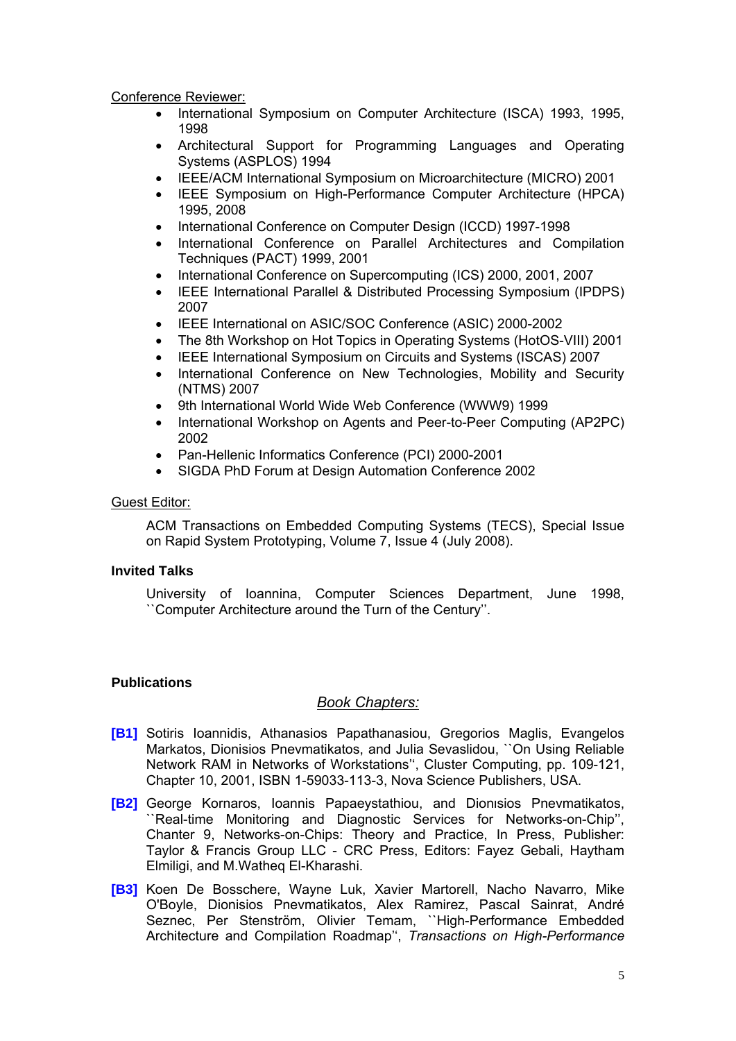Conference Reviewer:

- International Symposium on Computer Architecture (ISCA) 1993, 1995, 1998
- Architectural Support for Programming Languages and Operating Systems (ASPLOS) 1994
- IEEE/ACM International Symposium on Microarchitecture (MICRO) 2001
- IEEE Symposium on High-Performance Computer Architecture (HPCA) 1995, 2008
- International Conference on Computer Design (ICCD) 1997-1998
- International Conference on Parallel Architectures and Compilation Techniques (PACT) 1999, 2001
- International Conference on Supercomputing (ICS) 2000, 2001, 2007
- IEEE International Parallel & Distributed Processing Symposium (IPDPS) 2007
- IEEE International on ASIC/SOC Conference (ASIC) 2000-2002
- The 8th Workshop on Hot Topics in Operating Systems (HotOS-VIII) 2001
- IEEE International Symposium on Circuits and Systems (ISCAS) 2007
- International Conference on New Technologies, Mobility and Security (NTMS) 2007
- 9th International World Wide Web Conference (WWW9) 1999
- International Workshop on Agents and Peer-to-Peer Computing (AP2PC) 2002
- Pan-Hellenic Informatics Conference (PCI) 2000-2001
- SIGDA PhD Forum at Design Automation Conference 2002

Guest Editor:

ACM Transactions on Embedded Computing Systems (TECS), Special Issue on Rapid System Prototyping, Volume 7, Issue 4 (July 2008).

**Invited Talks**

University of Ioannina, Computer Sciences Department, June 1998, ``Computer Architecture around the Turn of the Century''.

**Publications**

## *Book Chapters:*

**[B1]** Sotiris Ioannidis, Athanasios Papathanasiou, Gregorios Maglis, Evangelos Markatos, Dionisios Pnevmatikatos, and Julia Sevaslidou, ``On Using Reliable Network RAM in Networks of Workstations'', Cluster Computing, pp. 109-121, Chapter 10, 2001, ISBN 1-59033-113-3, Nova Science Publishers, USA.

**[B2]** George Kornaros, Ioannis Papaeystathiou, and Dionısios Pnevmatikatos, ``Real-time Monitoring and Diagnostic Services for Networks-on-Chip'', Chanter 9, Networks-on-Chips: Theory and Practice, In Press, Publisher: Taylor & Francis Group LLC - CRC Press, Editors: Fayez Gebali, Haytham Elmiligi, and M.Watheq El-Kharashi.

**[B3]** Koen De Bosschere, Wayne Luk, Xavier Martorell, Nacho Navarro, Mike O'Boyle, Dionisios Pnevmatikatos, Alex Ramirez, Pascal Sainrat, André Seznec, Per Stenström, Olivier Temam, ``High-Performance Embedded Architecture and Compilation Roadmap'', *Transactions on High-Performance*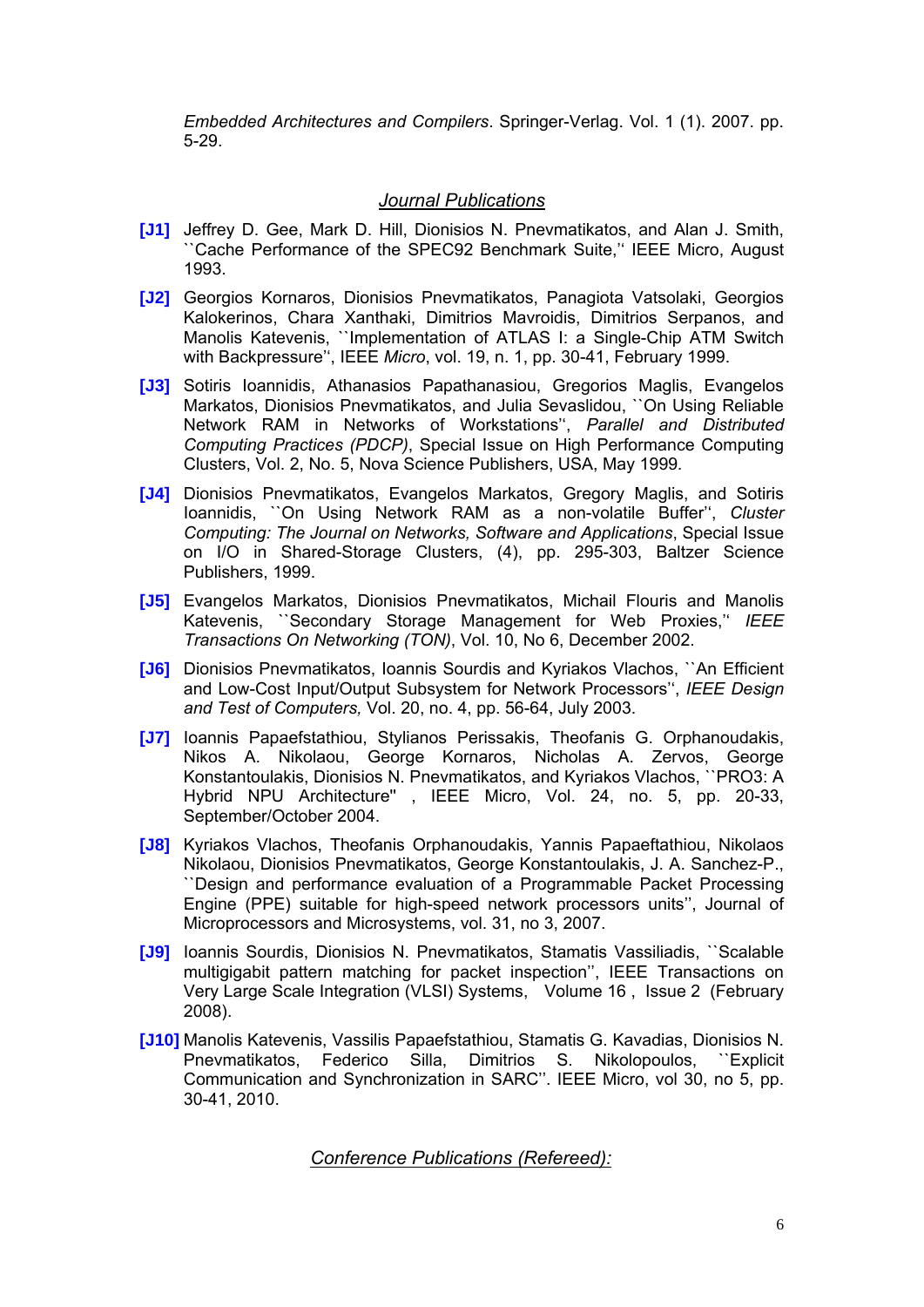*Embedded Architectures and Compilers*. Springer-Verlag. Vol. 1 (1). 2007. pp. 5-29.

## *Journal Publications*

**[J1]** Jeffrey D. Gee, Mark D. Hill, Dionisios N. Pnevmatikatos, and Alan J. Smith, ``Cache Performance of the SPEC92 Benchmark Suite,'' IEEE Micro, August 1993.

**[J2]** Georgios Kornaros, Dionisios Pnevmatikatos, Panagiota Vatsolaki, Georgios Kalokerinos, Chara Xanthaki, Dimitrios Mavroidis, Dimitrios Serpanos, and Manolis Katevenis, ``Implementation of ATLAS I: a Single-Chip ATM Switch with Backpressure'', IEEE *Micro*, vol. 19, n. 1, pp. 30-41, February 1999.

**[J3]** Sotiris Ioannidis, Athanasios Papathanasiou, Gregorios Maglis, Evangelos Markatos, Dionisios Pnevmatikatos, and Julia Sevaslidou, ``On Using Reliable Network RAM in Networks of Workstations'', *Parallel and Distributed Computing Practices (PDCP)*, Special Issue on High Performance Computing Clusters, Vol. 2, No. 5, Nova Science Publishers, USA, May 1999.

**[J4]** Dionisios Pnevmatikatos, Evangelos Markatos, Gregory Maglis, and Sotiris Ioannidis, ``On Using Network RAM as a non-volatile Buffer'', *Cluster Computing: The Journal on Networks, Software and Applications*, Special Issue on I/O in Shared-Storage Clusters, (4), pp. 295-303, Baltzer Science Publishers, 1999.

**[J5]** Evangelos Markatos, Dionisios Pnevmatikatos, Michail Flouris and Manolis Katevenis, ``Secondary Storage Management for Web Proxies,'' *IEEE Transactions On Networking (TON)*, Vol. 10, No 6, December 2002.

**[J6]** Dionisios Pnevmatikatos, Ioannis Sourdis and Kyriakos Vlachos, ``An Efficient and Low-Cost Input/Output Subsystem for Network Processors'', *IEEE Design and Test of Computers,* Vol. 20, no. 4, pp. 56-64, July 2003.

**[J7]** Ioannis Papaefstathiou, Stylianos Perissakis, Theofanis G. Orphanoudakis, Nikos A. Nikolaou, George Kornaros, Nicholas A. Zervos, George Konstantoulakis, Dionisios N. Pnevmatikatos, and Kyriakos Vlachos, ``PRO3: A Hybrid NPU Architecture" , IEEE Micro, Vol. 24, no. 5, pp. 20-33, September/October 2004.

**[J8]** Kyriakos Vlachos, Theofanis Orphanoudakis, Yannis Papaeftathiou, Nikolaos Nikolaou, Dionisios Pnevmatikatos, George Konstantoulakis, J. A. Sanchez-P., ``Design and performance evaluation of a Programmable Packet Processing Engine (PPE) suitable for high-speed network processors units'', Journal of Microprocessors and Microsystems, vol. 31, no 3, 2007.

**[J9]** Ioannis Sourdis, Dionisios N. Pnevmatikatos, Stamatis Vassiliadis, ``Scalable multigigabit pattern matching for packet inspection'', IEEE Transactions on Very Large Scale Integration (VLSI) Systems, Volume 16 , Issue 2 (February 2008).

**[J10]** Manolis Katevenis, Vassilis Papaefstathiou, Stamatis G. Kavadias, Dionisios N. Pnevmatikatos, Federico Silla, Dimitrios S. Nikolopoulos, ``Explicit Communication and Synchronization in SARC''. IEEE Micro, vol 30, no 5, pp. 30-41, 2010.

## *Conference Publications (Refereed):*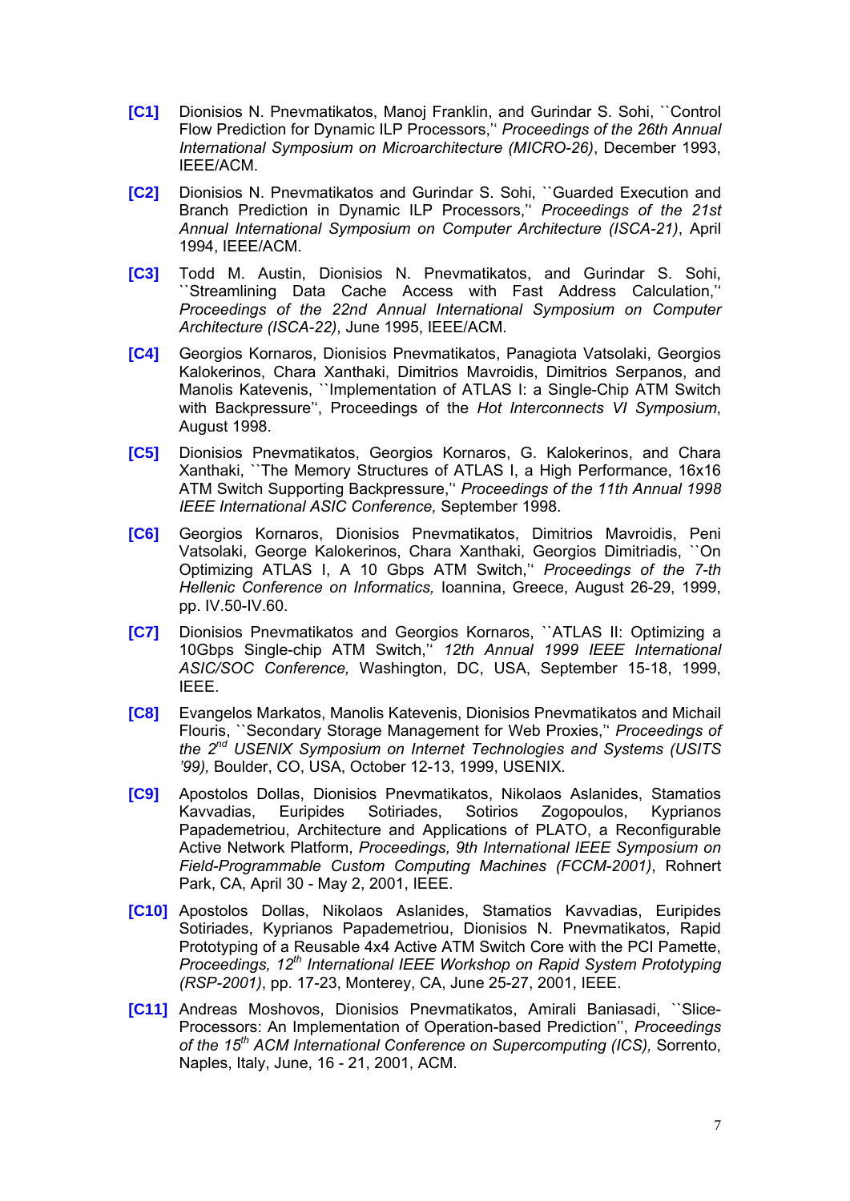**[C1]** Dionisios N. Pnevmatikatos, Manoj Franklin, and Gurindar S. Sohi, ``Control Flow Prediction for Dynamic ILP Processors,'' *Proceedings of the 26th Annual International Symposium on Microarchitecture (MICRO-26)*, December 1993, IEEE/ACM.

**[C2]** Dionisios N. Pnevmatikatos and Gurindar S. Sohi, ``Guarded Execution and Branch Prediction in Dynamic ILP Processors,'' *Proceedings of the 21st Annual International Symposium on Computer Architecture (ISCA-21)*, April 1994, IEEE/ACM.

**[C3]** Todd M. Austin, Dionisios N. Pnevmatikatos, and Gurindar S. Sohi, ``Streamlining Data Cache Access with Fast Address Calculation,'' *Proceedings of the 22nd Annual International Symposium on Computer Architecture (ISCA-22)*, June 1995, IEEE/ACM.

**[C4]** Georgios Kornaros, Dionisios Pnevmatikatos, Panagiota Vatsolaki, Georgios Kalokerinos, Chara Xanthaki, Dimitrios Mavroidis, Dimitrios Serpanos, and Manolis Katevenis, ``Implementation of ATLAS I: a Single-Chip ATM Switch with Backpressure'', Proceedings of the *Hot Interconnects VI Symposium*, August 1998.

**[C5]** Dionisios Pnevmatikatos, Georgios Kornaros, G. Kalokerinos, and Chara Xanthaki, ``The Memory Structures of ATLAS I, a High Performance, 16x16 ATM Switch Supporting Backpressure,'' *Proceedings of the 11th Annual 1998 IEEE International ASIC Conference,* September 1998.

**[C6]** Georgios Kornaros, Dionisios Pnevmatikatos, Dimitrios Mavroidis, Peni Vatsolaki, George Kalokerinos, Chara Xanthaki, Georgios Dimitriadis, ``On Optimizing ATLAS I, A 10 Gbps ATM Switch,'' *Proceedings of the 7-th Hellenic Conference on Informatics,* Ioannina, Greece, August 26-29, 1999, pp. IV.50-IV.60.

**[C7]** Dionisios Pnevmatikatos and Georgios Kornaros, ``ATLAS II: Optimizing a 10Gbps Single-chip ATM Switch,'' *12th Annual 1999 IEEE International ASIC/SOC Conference,* Washington, DC, USA, September 15-18, 1999, IEEE.

**[C8]** Evangelos Markatos, Manolis Katevenis, Dionisios Pnevmatikatos and Michail Flouris, ``Secondary Storage Management for Web Proxies,'' *Proceedings of the 2nd USENIX Symposium on Internet Technologies and Systems (USITS '99),* Boulder, CO, USA, October 12-13, 1999, USENIX.

**[C9]** Apostolos Dollas, Dionisios Pnevmatikatos, Nikolaos Aslanides, Stamatios Kavvadias, Euripides Sotiriades, Sotirios Zogopoulos, Kyprianos Papademetriou, Architecture and Applications of PLATO, a Reconfigurable Active Network Platform, *Proceedings, 9th International IEEE Symposium on Field-Programmable Custom Computing Machines (FCCM-2001)*, Rohnert Park, CA, April 30 - May 2, 2001, IEEE.

**[C10]** Apostolos Dollas, Nikolaos Aslanides, Stamatios Kavvadias, Euripides Sotiriades, Kyprianos Papademetriou, Dionisios N. Pnevmatikatos, Rapid Prototyping of a Reusable 4x4 Active ATM Switch Core with the PCI Pamette, *Proceedings, 12th International IEEE Workshop on Rapid System Prototyping (RSP-2001)*, pp. 17-23, Monterey, CA, June 25-27, 2001, IEEE.

**[C11]** Andreas Moshovos, Dionisios Pnevmatikatos, Amirali Baniasadi, ``Slice-Processors: An Implementation of Operation-based Prediction'', *Proceedings of the 15th ACM International Conference on Supercomputing (ICS),* Sorrento, Naples, Italy, June, 16 - 21, 2001, ACM.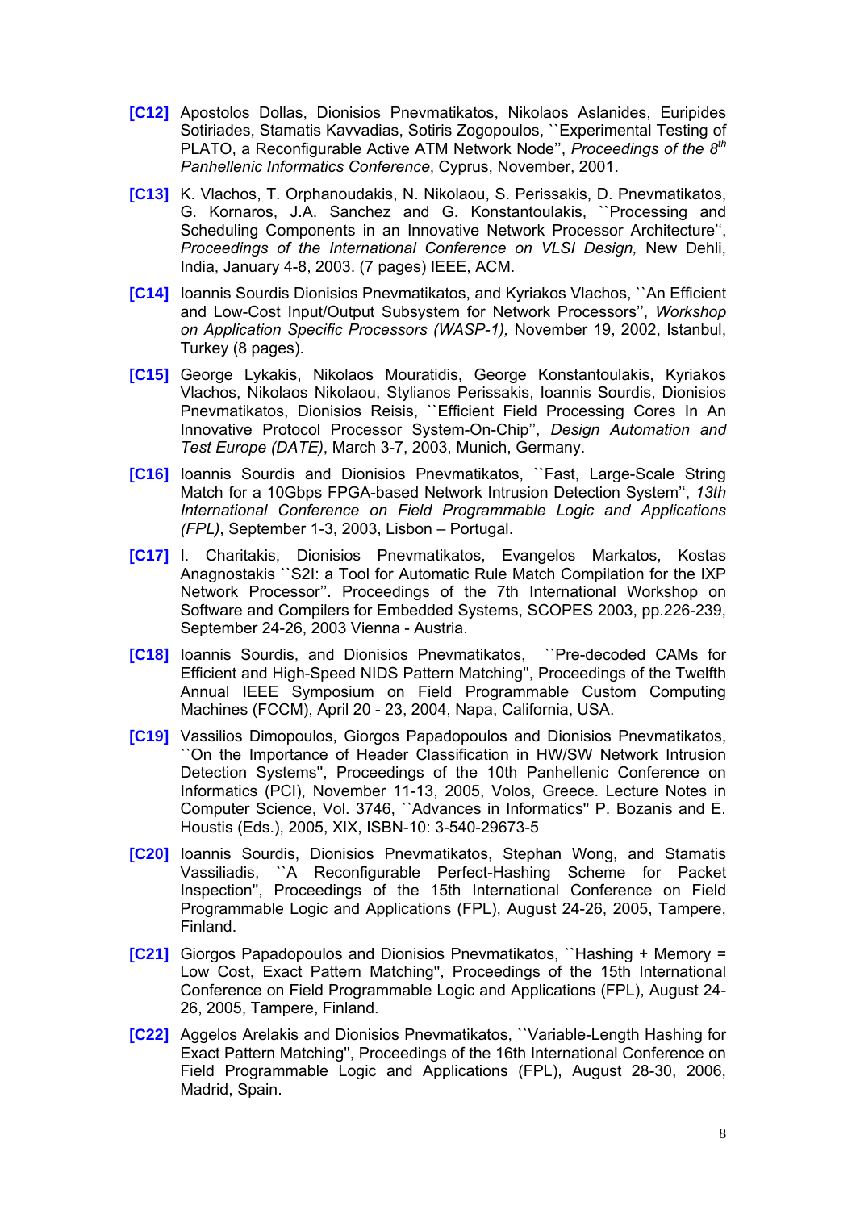**[C12]** Apostolos Dollas, Dionisios Pnevmatikatos, Nikolaos Aslanides, Euripides Sotiriades, Stamatis Kavvadias, Sotiris Zogopoulos, ``Experimental Testing of PLATO, a Reconfigurable Active ATM Network Node'', *Proceedings of the 8th Panhellenic Informatics Conference*, Cyprus, November, 2001.

**[C13]** K. Vlachos, T. Orphanoudakis, N. Nikolaou, S. Perissakis, D. Pnevmatikatos, G. Kornaros, J.A. Sanchez and G. Konstantoulakis, ``Processing and Scheduling Components in an Innovative Network Processor Architecture'', *Proceedings of the International Conference on VLSI Design,* New Dehli, India, January 4-8, 2003. (7 pages) IEEE, ACM.

**[C14]** Ioannis Sourdis Dionisios Pnevmatikatos, and Kyriakos Vlachos, ``An Efficient and Low-Cost Input/Output Subsystem for Network Processors'', *Workshop on Application Specific Processors (WASP-1),* November 19, 2002, Istanbul, Turkey (8 pages).

**[C15]** George Lykakis, Nikolaos Mouratidis, George Konstantoulakis, Kyriakos Vlachos, Nikolaos Nikolaou, Stylianos Perissakis, Ioannis Sourdis, Dionisios Pnevmatikatos, Dionisios Reisis, ``Efficient Field Processing Cores In An Innovative Protocol Processor System-On-Chip'', *Design Automation and Test Europe (DATE)*, March 3-7, 2003, Munich, Germany.

**[C16]** Ioannis Sourdis and Dionisios Pnevmatikatos, ``Fast, Large-Scale String Match for a 10Gbps FPGA-based Network Intrusion Detection System'', *13th International Conference on Field Programmable Logic and Applications (FPL)*, September 1-3, 2003, Lisbon – Portugal.

**[C17]** I. Charitakis, Dionisios Pnevmatikatos, Evangelos Markatos, Kostas Anagnostakis ``S2I: a Tool for Automatic Rule Match Compilation for the IXP Network Processor''. Proceedings of the 7th International Workshop on Software and Compilers for Embedded Systems, SCOPES 2003, pp.226-239, September 24-26, 2003 Vienna - Austria.

**[C18]** Ioannis Sourdis, and Dionisios Pnevmatikatos, ``Pre-decoded CAMs for Efficient and High-Speed NIDS Pattern Matching'', Proceedings of the Twelfth Annual IEEE Symposium on Field Programmable Custom Computing Machines (FCCM), April 20 - 23, 2004, Napa, California, USA.

**[C19]** Vassilios Dimopoulos, Giorgos Papadopoulos and Dionisios Pnevmatikatos, ``On the Importance of Header Classification in HW/SW Network Intrusion Detection Systems'', Proceedings of the 10th Panhellenic Conference on Informatics (PCI), November 11-13, 2005, Volos, Greece. Lecture Notes in Computer Science, Vol. 3746, ``Advances in Informatics'' P. Bozanis and E. Houstis (Eds.), 2005, XIX, ISBN-10: 3-540-29673-5

**[C20]** Ioannis Sourdis, Dionisios Pnevmatikatos, Stephan Wong, and Stamatis Vassiliadis, ``A Reconfigurable Perfect-Hashing Scheme for Packet Inspection'', Proceedings of the 15th International Conference on Field Programmable Logic and Applications (FPL), August 24-26, 2005, Tampere, Finland.

**[C21]** Giorgos Papadopoulos and Dionisios Pnevmatikatos, ``Hashing + Memory = Low Cost, Exact Pattern Matching'', Proceedings of the 15th International Conference on Field Programmable Logic and Applications (FPL), August 24-26, 2005, Tampere, Finland.

**[C22]** Aggelos Arelakis and Dionisios Pnevmatikatos, ``Variable-Length Hashing for Exact Pattern Matching'', Proceedings of the 16th International Conference on Field Programmable Logic and Applications (FPL), August 28-30, 2006, Madrid, Spain.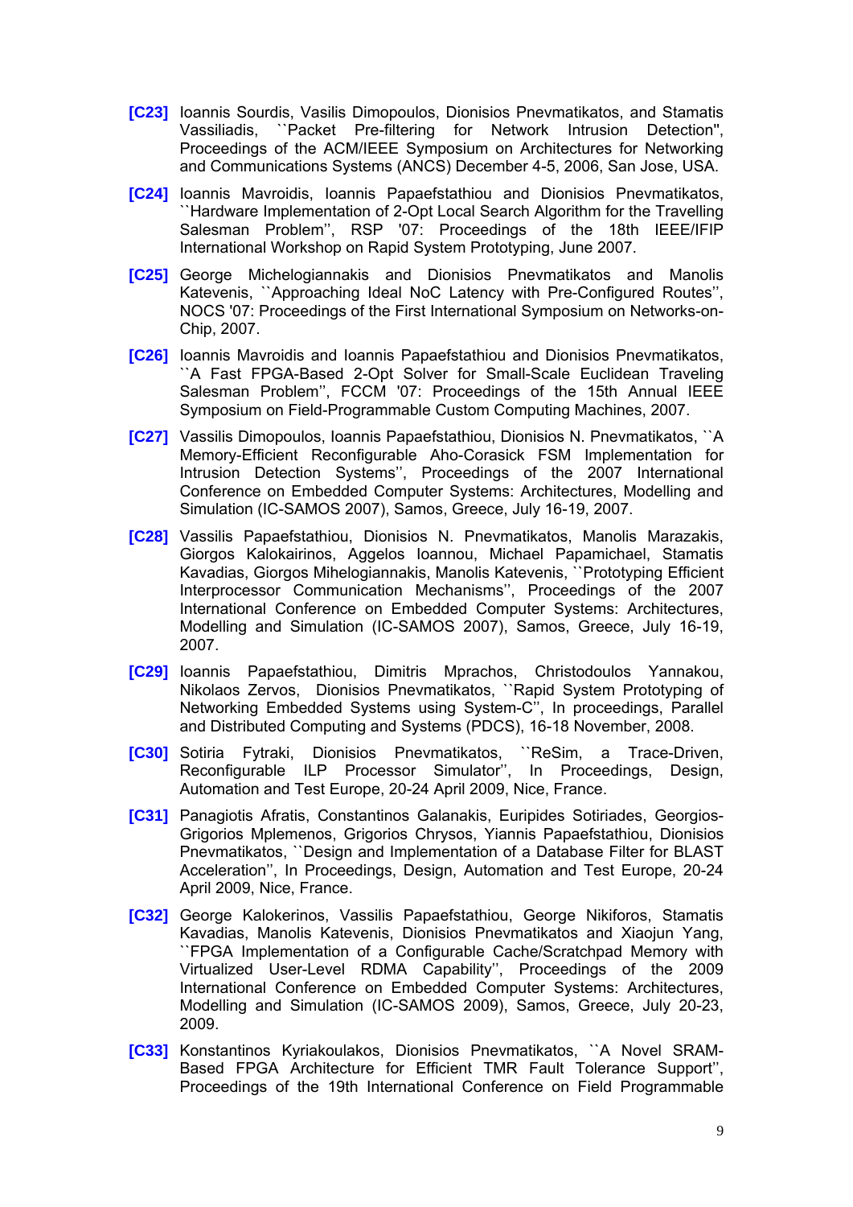**[C23]** Ioannis Sourdis, Vasilis Dimopoulos, Dionisios Pnevmatikatos, and Stamatis Vassiliadis, ``Packet Pre-filtering for Network Intrusion Detection", Proceedings of the ACM/IEEE Symposium on Architectures for Networking and Communications Systems (ANCS) December 4-5, 2006, San Jose, USA.

**[C24]** Ioannis Mavroidis, Ioannis Papaefstathiou and Dionisios Pnevmatikatos, ``Hardware Implementation of 2-Opt Local Search Algorithm for the Travelling Salesman Problem'', RSP '07: Proceedings of the 18th IEEE/IFIP International Workshop on Rapid System Prototyping, June 2007.

**[C25]** George Michelogiannakis and Dionisios Pnevmatikatos and Manolis Katevenis, ``Approaching Ideal NoC Latency with Pre-Configured Routes'', NOCS '07: Proceedings of the First International Symposium on Networks-on-Chip, 2007.

**[C26]** Ioannis Mavroidis and Ioannis Papaefstathiou and Dionisios Pnevmatikatos, ``A Fast FPGA-Based 2-Opt Solver for Small-Scale Euclidean Traveling Salesman Problem'', FCCM '07: Proceedings of the 15th Annual IEEE Symposium on Field-Programmable Custom Computing Machines, 2007.

**[C27]** Vassilis Dimopoulos, Ioannis Papaefstathiou, Dionisios N. Pnevmatikatos, ``A Memory-Efficient Reconfigurable Aho-Corasick FSM Implementation for Intrusion Detection Systems'', Proceedings of the 2007 International Conference on Embedded Computer Systems: Architectures, Modelling and Simulation (IC-SAMOS 2007), Samos, Greece, July 16-19, 2007.

**[C28]** Vassilis Papaefstathiou, Dionisios N. Pnevmatikatos, Manolis Marazakis, Giorgos Kalokairinos, Aggelos Ioannou, Michael Papamichael, Stamatis Kavadias, Giorgos Mihelogiannakis, Manolis Katevenis, ``Prototyping Efficient Interprocessor Communication Mechanisms'', Proceedings of the 2007 International Conference on Embedded Computer Systems: Architectures, Modelling and Simulation (IC-SAMOS 2007), Samos, Greece, July 16-19, 2007.

**[C29]** Ioannis Papaefstathiou, Dimitris Mprachos, Christodoulos Yannakou, Nikolaos Zervos, Dionisios Pnevmatikatos, ``Rapid System Prototyping of Networking Embedded Systems using System-C'', In proceedings, Parallel and Distributed Computing and Systems (PDCS), 16-18 November, 2008.

**[C30]** Sotiria Fytraki, Dionisios Pnevmatikatos, ``ReSim, a Trace-Driven, Reconfigurable ILP Processor Simulator'', In Proceedings, Design, Automation and Test Europe, 20-24 April 2009, Nice, France.

**[C31]** Panagiotis Afratis, Constantinos Galanakis, Euripides Sotiriades, Georgios-Grigorios Mplemenos, Grigorios Chrysos, Yiannis Papaefstathiou, Dionisios Pnevmatikatos, ``Design and Implementation of a Database Filter for BLAST Acceleration'', In Proceedings, Design, Automation and Test Europe, 20-24 April 2009, Nice, France.

**[C32]** George Kalokerinos, Vassilis Papaefstathiou, George Nikiforos, Stamatis Kavadias, Manolis Katevenis, Dionisios Pnevmatikatos and Xiaojun Yang, ``FPGA Implementation of a Configurable Cache/Scratchpad Memory with Virtualized User-Level RDMA Capability'', Proceedings of the 2009 International Conference on Embedded Computer Systems: Architectures, Modelling and Simulation (IC-SAMOS 2009), Samos, Greece, July 20-23, 2009.

**[C33]** Konstantinos Kyriakoulakos, Dionisios Pnevmatikatos, ``A Novel SRAM-Based FPGA Architecture for Efficient TMR Fault Tolerance Support'', Proceedings of the 19th International Conference on Field Programmable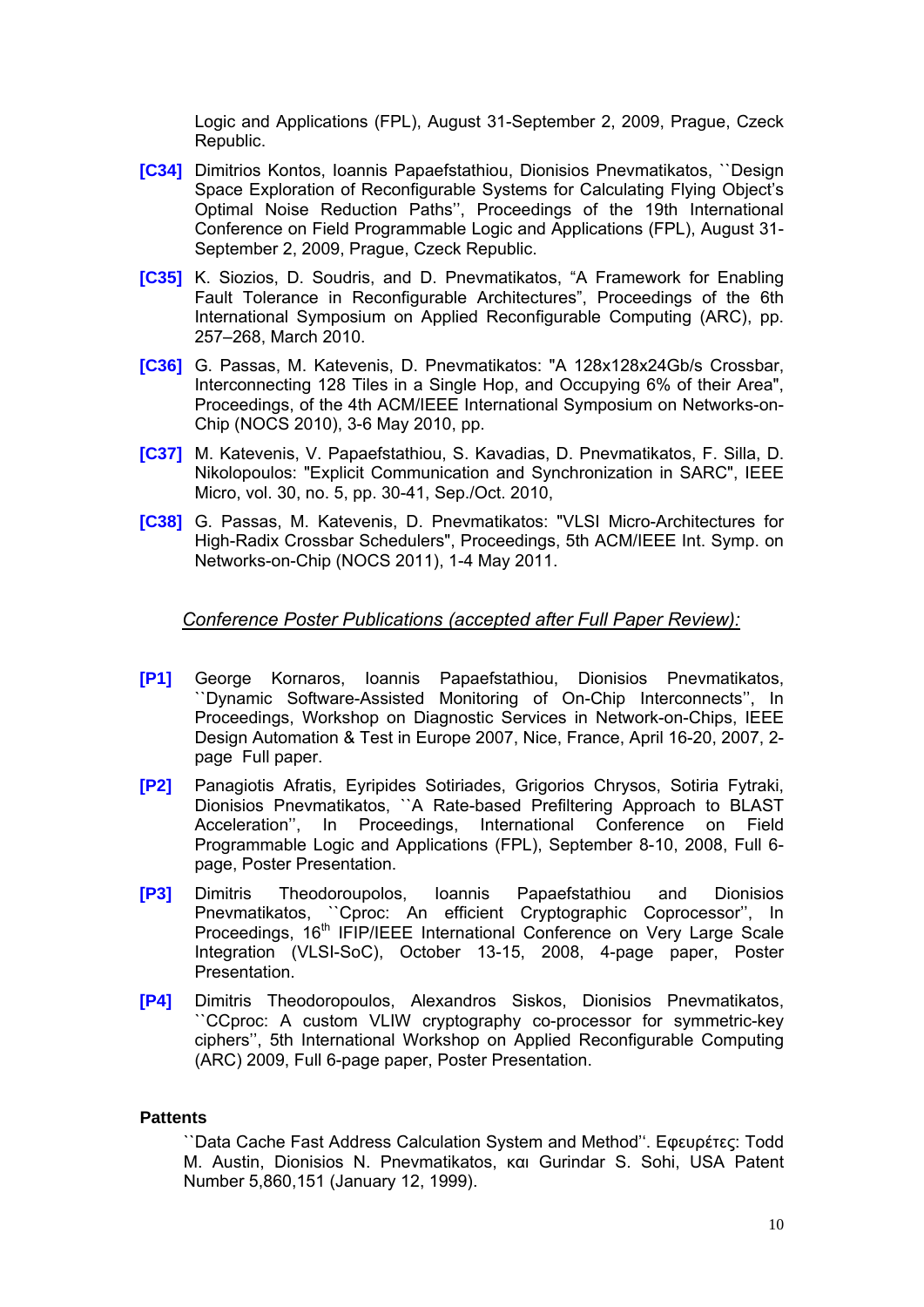Logic and Applications (FPL), August 31-September 2, 2009, Prague, Czeck Republic.

**[C34]** Dimitrios Kontos, Ioannis Papaefstathiou, Dionisios Pnevmatikatos, ``Design Space Exploration of Reconfigurable Systems for Calculating Flying Object's Optimal Noise Reduction Paths'', Proceedings of the 19th International Conference on Field Programmable Logic and Applications (FPL), August 31-September 2, 2009, Prague, Czeck Republic.

**[C35]** K. Siozios, D. Soudris, and D. Pnevmatikatos, "A Framework for Enabling Fault Tolerance in Reconfigurable Architectures", Proceedings of the 6th International Symposium on Applied Reconfigurable Computing (ARC), pp. 257–268, March 2010.

**[C36]** G. Passas, M. Katevenis, D. Pnevmatikatos: "A 128x128x24Gb/s Crossbar, Interconnecting 128 Tiles in a Single Hop, and Occupying 6% of their Area", Proceedings, of the 4th ACM/IEEE International Symposium on Networks-on-Chip (NOCS 2010), 3-6 May 2010, pp.

**[C37]** M. Katevenis, V. Papaefstathiou, S. Kavadias, D. Pnevmatikatos, F. Silla, D. Nikolopoulos: "Explicit Communication and Synchronization in SARC", IEEE Micro, vol. 30, no. 5, pp. 30-41, Sep./Oct. 2010,

**[C38]** G. Passas, M. Katevenis, D. Pnevmatikatos: "VLSI Micro-Architectures for High-Radix Crossbar Schedulers", Proceedings, 5th ACM/IEEE Int. Symp. on Networks-on-Chip (NOCS 2011), 1-4 May 2011.

## *Conference Poster Publications (accepted after Full Paper Review):*

**[P1]** George Kornaros, Ioannis Papaefstathiou, Dionisios Pnevmatikatos, ``Dynamic Software-Assisted Monitoring of On-Chip Interconnects'', In Proceedings, Workshop on Diagnostic Services in Network-on-Chips, IEEE Design Automation & Test in Europe 2007, Nice, France, April 16-20, 2007, 2-page Full paper.

**[P2]** Panagiotis Afratis, Eyripides Sotiriades, Grigorios Chrysos, Sotiria Fytraki, Dionisios Pnevmatikatos, ``A Rate-based Prefiltering Approach to BLAST Acceleration'', In Proceedings, International Conference on Field Programmable Logic and Applications (FPL), September 8-10, 2008, Full 6-page, Poster Presentation.

**[P3]** Dimitris Theodoroupolos, Ioannis Papaefstathiou and Dionisios Pnevmatikatos, ``Cproc: An efficient Cryptographic Coprocessor'', In Proceedings, 16th IFIP/IEEE International Conference on Very Large Scale Integration (VLSI-SoC), October 13-15, 2008, 4-page paper, Poster Presentation.

**[P4]** Dimitris Theodoropoulos, Alexandros Siskos, Dionisios Pnevmatikatos, ``CCproc: A custom VLIW cryptography co-processor for symmetric-key ciphers'', 5th International Workshop on Applied Reconfigurable Computing (ARC) 2009, Full 6-page paper, Poster Presentation.

**Pattents**

``Data Cache Fast Address Calculation System and Method''. Εφευρέτες: Todd M. Austin, Dionisios N. Pnevmatikatos, και Gurindar S. Sohi, USA Patent Number 5,860,151 (January 12, 1999).